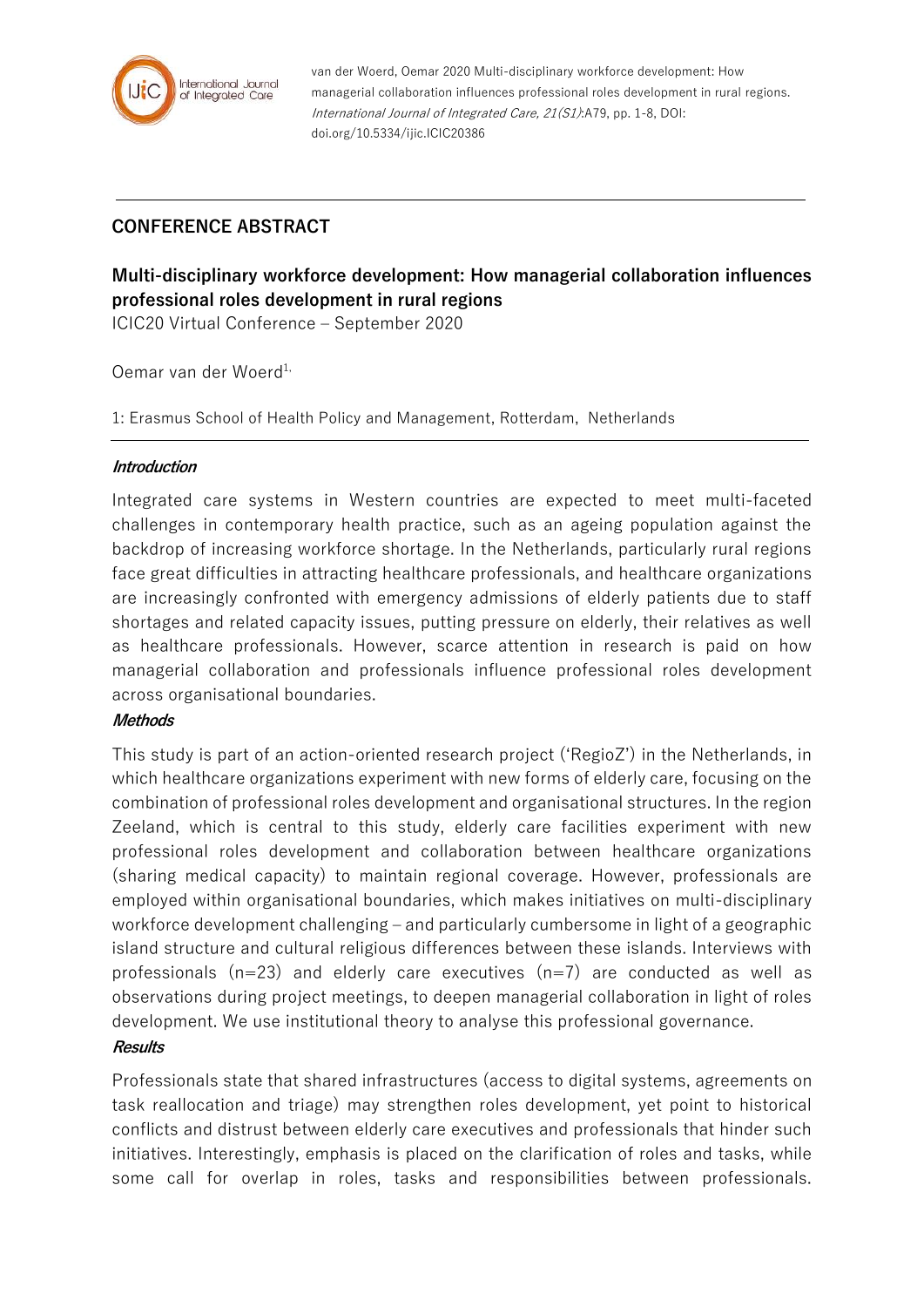van der Woerd, Oemar 2020 Multi-disciplinary workforce development: How managerial collaboration influences professional roles development in rural regions. *International Journal of Integrated Care, 21(S1)*:A79, pp. 1-8, DOI: doi.org/10.5334/ijic.ICIC20386

## CONFERENCE ABSTRACT

# Multi-disciplinary workforce development: How managerial collaboration influences professional roles development in rural regions

ICIC20 Virtual Conference – September 2020

Oemar van der Woerd[1,]

1: Erasmus School of Health Policy and Management, Rotterdam, Netherlands

### *Introduction*

Integrated care systems in Western countries are expected to meet multi-faceted challenges in contemporary health practice, such as an ageing population against the backdrop of increasing workforce shortage. In the Netherlands, particularly rural regions face great difficulties in attracting healthcare professionals, and healthcare organizations are increasingly confronted with emergency admissions of elderly patients due to staff shortages and related capacity issues, putting pressure on elderly, their relatives as well as healthcare professionals. However, scarce attention in research is paid on how managerial collaboration and professionals influence professional roles development across organisational boundaries.

### *Methods*

This study is part of an action-oriented research project ('RegioZ') in the Netherlands, in which healthcare organizations experiment with new forms of elderly care, focusing on the combination of professional roles development and organisational structures. In the region Zeeland, which is central to this study, elderly care facilities experiment with new professional roles development and collaboration between healthcare organizations (sharing medical capacity) to maintain regional coverage. However, professionals are employed within organisational boundaries, which makes initiatives on multi-disciplinary workforce development challenging – and particularly cumbersome in light of a geographic island structure and cultural religious differences between these islands. Interviews with professionals (n=23) and elderly care executives (n=7) are conducted as well as observations during project meetings, to deepen managerial collaboration in light of roles development. We use institutional theory to analyse this professional governance.

### *Results*

Professionals state that shared infrastructures (access to digital systems, agreements on task reallocation and triage) may strengthen roles development, yet point to historical conflicts and distrust between elderly care executives and professionals that hinder such initiatives. Interestingly, emphasis is placed on the clarification of roles and tasks, while some call for overlap in roles, tasks and responsibilities between professionals.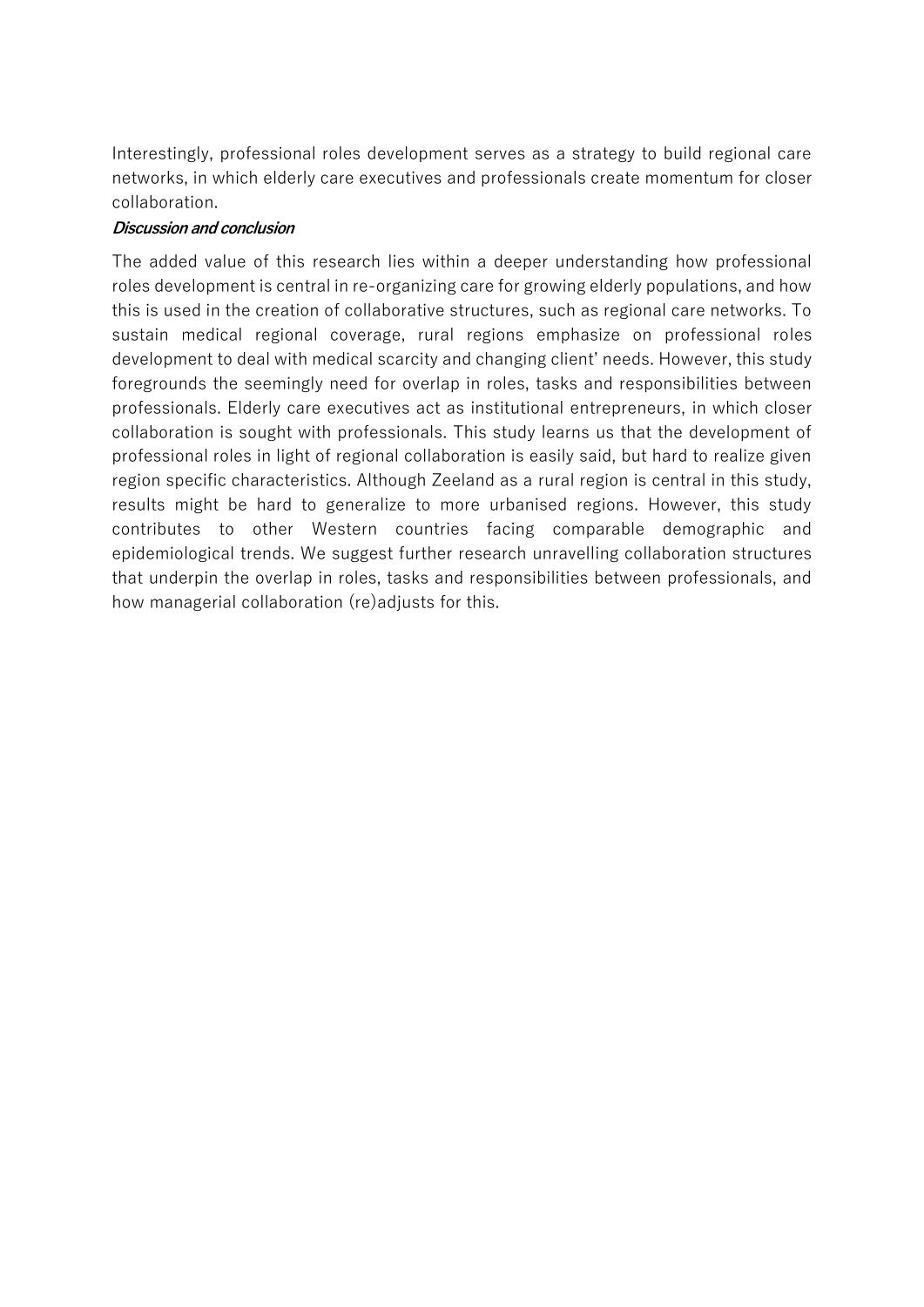Interestingly, professional roles development serves as a strategy to build regional care networks, in which elderly care executives and professionals create momentum for closer collaboration.

***Discussion and conclusion***

The added value of this research lies within a deeper understanding how professional roles development is central in re-organizing care for growing elderly populations, and how this is used in the creation of collaborative structures, such as regional care networks. To sustain medical regional coverage, rural regions emphasize on professional roles development to deal with medical scarcity and changing client' needs. However, this study foregrounds the seemingly need for overlap in roles, tasks and responsibilities between professionals. Elderly care executives act as institutional entrepreneurs, in which closer collaboration is sought with professionals. This study learns us that the development of professional roles in light of regional collaboration is easily said, but hard to realize given region specific characteristics. Although Zeeland as a rural region is central in this study, results might be hard to generalize to more urbanised regions. However, this study contributes to other Western countries facing comparable demographic and epidemiological trends. We suggest further research unravelling collaboration structures that underpin the overlap in roles, tasks and responsibilities between professionals, and how managerial collaboration (re)adjusts for this.